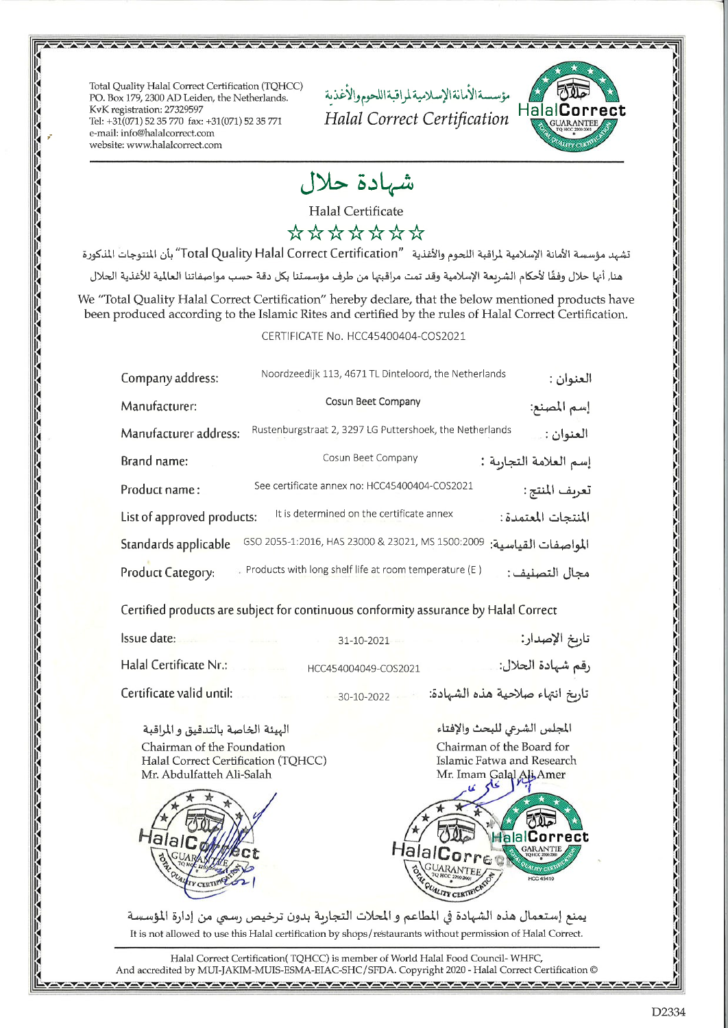Total Quality Halal Correct Certification (TQHCC)
PO. Box 179, 2300 AD Leiden, the Netherlands.
KvK registration: 27329597
Tel: +31(071) 52 35 770 fax: +31(071) 52 35 771
e-mail: info@halalcorrect.com
website: www.halalcorrect.com

مؤسسة الأمانة الإسلامية لمراقبة اللحوم والأغذية

*Halal Correct Certification*

# شهادة حلال

## Halal Certificate

☆☆☆☆☆☆☆

تشهد مؤسسة الأمانة الإسلامية لمراقبة اللحوم والأغذية "Total Quality Halal Correct Certification" بأن المنتوجات المذكورة هنا، أنها حلال وفقًا لأحكام الشريعة الإسلامية وقد تمت مراقبتها من طرف مؤسستنا بكل دقة حسب مواصفاتنا العالمية للأغذية الحلال

We "Total Quality Halal Correct Certification" hereby declare, that the below mentioned products have been produced according to the Islamic Rites and certified by the rules of Halal Correct Certification.

CERTIFICATE No. HCC45400404-COS2021

| | | |
|---|---|---|
| Company address: | Noordzeedijk 113, 4671 TL Dinteloord, the Netherlands | العنوان : |
| Manufacturer: | Cosun Beet Company | إسم المصنع: |
| Manufacturer address: | Rustenburgstraat 2, 3297 LG Puttershoek, the Netherlands | العنوان : |
| Brand name: | Cosun Beet Company | إسم العلامة التجارية : |
| Product name: | See certificate annex no: HCC45400404-COS2021 | تعريف المنتج: |
| List of approved products: | It is determined on the certificate annex | المنتجات المعتمدة: |
| Standards applicable | GSO 2055-1:2016, HAS 23000 & 23021, MS 1500:2009 | المواصفات القياسية: |
| Product Category: | Products with long shelf life at room temperature (E) | مجال التصنيف : |

Certified products are subject for continuous conformity assurance by Halal Correct

| | | |
|---|---|---|
| Issue date: | 31-10-2021 | تاريخ الإصدار: |
| Halal Certificate Nr.: | HCC454004049-COS2021 | رقم شهادة الحلال: |
| Certificate valid until: | 30-10-2022 | تاريخ انتهاء صلاحية هذه الشهادة: |

الهيئة الخاصة بالتدقيق و المراقبة
Chairman of the Foundation
Halal Correct Certification (TQHCC)
Mr. Abdulfatteh Ali-Salah

المجلس الشرعي للبحث والإفتاء
Chairman of the Board for
Islamic Fatwa and Research
Mr. Imam Galal Ali Amer

يمنع إستعمال هذه الشهادة في المطاعم و المحلات التجارية بدون ترخيص رسمي من إدارة المؤسسة

It is not allowed to use this Halal certification by shops/restaurants without permission of Halal Correct.

Halal Correct Certification( TQHCC) is member of World Halal Food Council- WHFC,
And accredited by MUI-JAKIM-MUIS-ESMA-EIAC-SHC/SFDA. Copyright 2020 - Halal Correct Certification ©

D2334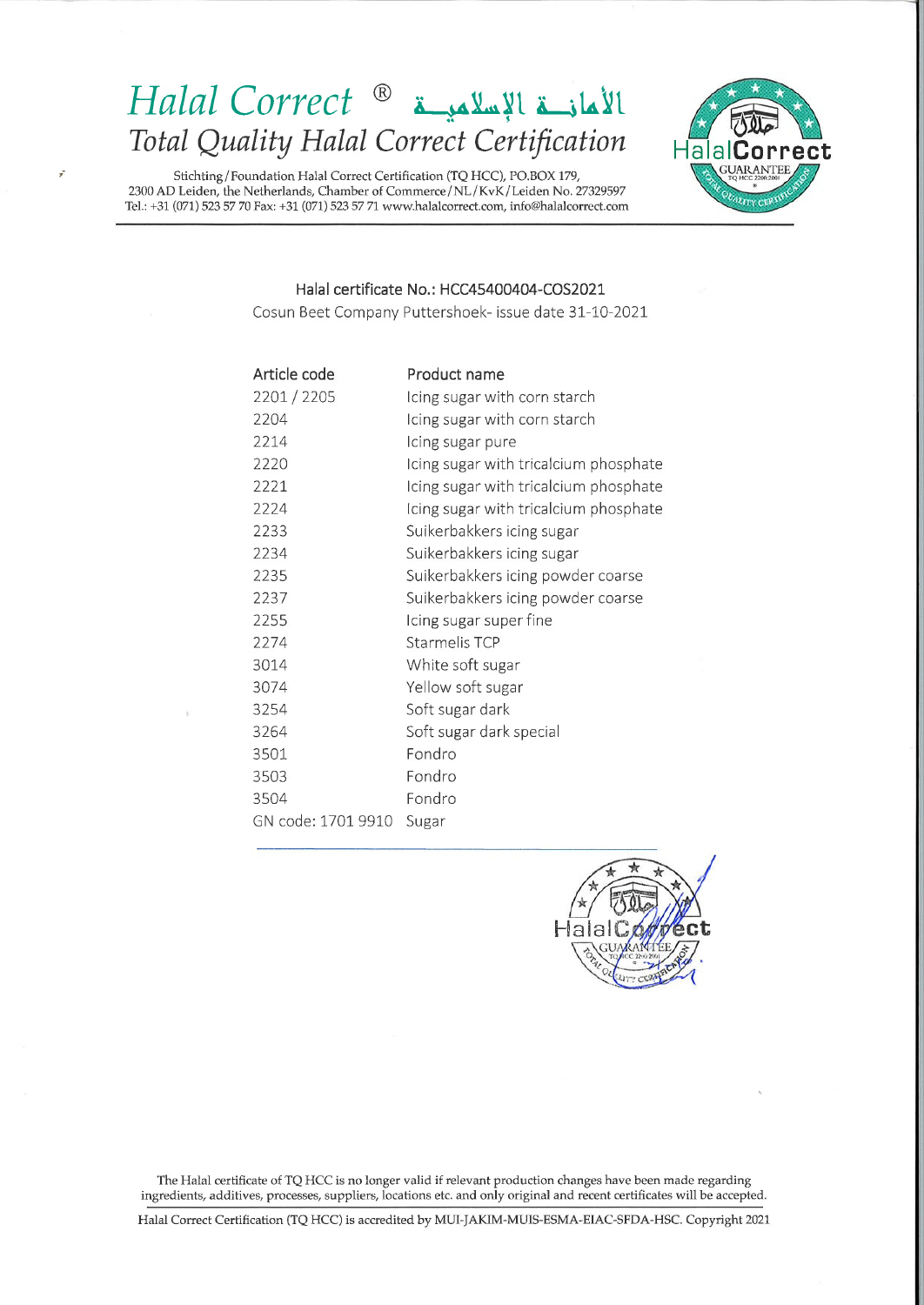# *Halal Correct* ® الأمانـــة الإسلاميـــة

*Total Quality Halal Correct Certification*

Stichting/Foundation Halal Correct Certification (TQ HCC), PO.BOX 179, 2300 AD Leiden, the Netherlands, Chamber of Commerce/NL/KvK/Leiden No. 27329597 Tel.: +31 (071) 523 57 70 Fax: +31 (071) 523 57 71 www.halalcorrect.com, info@halalcorrect.com

HalalCorrect GUARANTEE TQ HCC 2200:2001 TOTAL QUALITY CERTIFICATION

**Halal certificate No.: HCC45400404-COS2021**

Cosun Beet Company Puttershoek- issue date 31-10-2021

| Article code | Product name |
|---|---|
| 2201 / 2205 | Icing sugar with corn starch |
| 2204 | Icing sugar with corn starch |
| 2214 | Icing sugar pure |
| 2220 | Icing sugar with tricalcium phosphate |
| 2221 | Icing sugar with tricalcium phosphate |
| 2224 | Icing sugar with tricalcium phosphate |
| 2233 | Suikerbakkers icing sugar |
| 2234 | Suikerbakkers icing sugar |
| 2235 | Suikerbakkers icing powder coarse |
| 2237 | Suikerbakkers icing powder coarse |
| 2255 | Icing sugar super fine |
| 2274 | Starmelis TCP |
| 3014 | White soft sugar |
| 3074 | Yellow soft sugar |
| 3254 | Soft sugar dark |
| 3264 | Soft sugar dark special |
| 3501 | Fondro |
| 3503 | Fondro |
| 3504 | Fondro |
| GN code: 1701 9910 | Sugar |

HalalCorrect GUARANTEE TQ HCC 2200:2001 TOTAL QUALITY CERTIFICATION

The Halal certificate of TQ HCC is no longer valid if relevant production changes have been made regarding ingredients, additives, processes, suppliers, locations etc. and only original and recent certificates will be accepted.

Halal Correct Certification (TQ HCC) is accredited by MUI-JAKIM-MUIS-ESMA-EIAC-SFDA-HSC. Copyright 2021